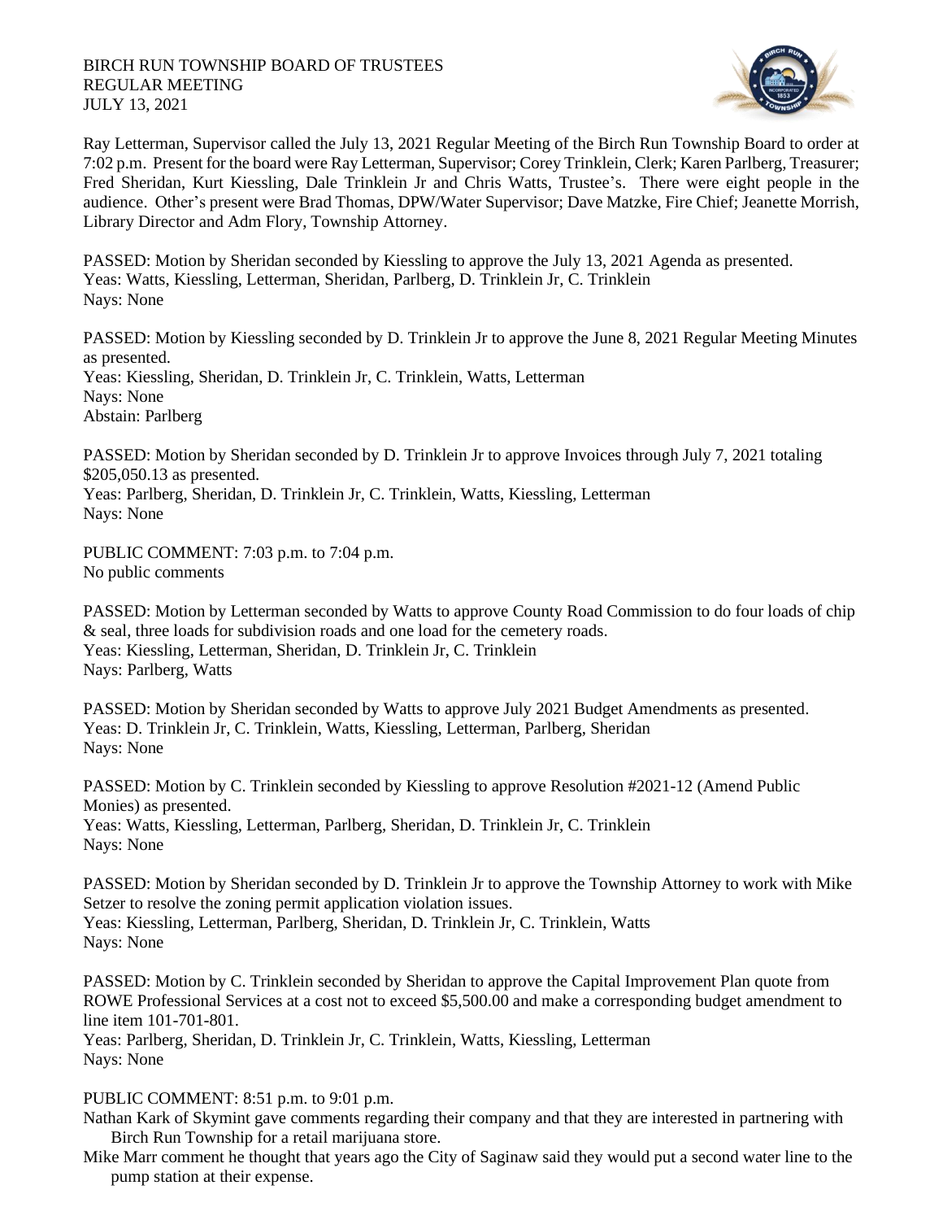BIRCH RUN TOWNSHIP BOARD OF TRUSTEES
REGULAR MEETING
JULY 13, 2021

Ray Letterman, Supervisor called the July 13, 2021 Regular Meeting of the Birch Run Township Board to order at 7:02 p.m. Present for the board were Ray Letterman, Supervisor; Corey Trinklein, Clerk; Karen Parlberg, Treasurer; Fred Sheridan, Kurt Kiessling, Dale Trinklein Jr and Chris Watts, Trustee's. There were eight people in the audience. Other's present were Brad Thomas, DPW/Water Supervisor; Dave Matzke, Fire Chief; Jeanette Morrish, Library Director and Adm Flory, Township Attorney.

PASSED: Motion by Sheridan seconded by Kiessling to approve the July 13, 2021 Agenda as presented.
Yeas: Watts, Kiessling, Letterman, Sheridan, Parlberg, D. Trinklein Jr, C. Trinklein
Nays: None

PASSED: Motion by Kiessling seconded by D. Trinklein Jr to approve the June 8, 2021 Regular Meeting Minutes as presented.
Yeas: Kiessling, Sheridan, D. Trinklein Jr, C. Trinklein, Watts, Letterman
Nays: None
Abstain: Parlberg

PASSED: Motion by Sheridan seconded by D. Trinklein Jr to approve Invoices through July 7, 2021 totaling $205,050.13 as presented.
Yeas: Parlberg, Sheridan, D. Trinklein Jr, C. Trinklein, Watts, Kiessling, Letterman
Nays: None

PUBLIC COMMENT: 7:03 p.m. to 7:04 p.m.
No public comments

PASSED: Motion by Letterman seconded by Watts to approve County Road Commission to do four loads of chip & seal, three loads for subdivision roads and one load for the cemetery roads.
Yeas: Kiessling, Letterman, Sheridan, D. Trinklein Jr, C. Trinklein
Nays: Parlberg, Watts

PASSED: Motion by Sheridan seconded by Watts to approve July 2021 Budget Amendments as presented.
Yeas: D. Trinklein Jr, C. Trinklein, Watts, Kiessling, Letterman, Parlberg, Sheridan
Nays: None

PASSED: Motion by C. Trinklein seconded by Kiessling to approve Resolution #2021-12 (Amend Public Monies) as presented.
Yeas: Watts, Kiessling, Letterman, Parlberg, Sheridan, D. Trinklein Jr, C. Trinklein
Nays: None

PASSED: Motion by Sheridan seconded by D. Trinklein Jr to approve the Township Attorney to work with Mike Setzer to resolve the zoning permit application violation issues.
Yeas: Kiessling, Letterman, Parlberg, Sheridan, D. Trinklein Jr, C. Trinklein, Watts
Nays: None

PASSED: Motion by C. Trinklein seconded by Sheridan to approve the Capital Improvement Plan quote from ROWE Professional Services at a cost not to exceed $5,500.00 and make a corresponding budget amendment to line item 101-701-801.
Yeas: Parlberg, Sheridan, D. Trinklein Jr, C. Trinklein, Watts, Kiessling, Letterman
Nays: None

PUBLIC COMMENT: 8:51 p.m. to 9:01 p.m.

Nathan Kark of Skymint gave comments regarding their company and that they are interested in partnering with Birch Run Township for a retail marijuana store.

Mike Marr comment he thought that years ago the City of Saginaw said they would put a second water line to the pump station at their expense.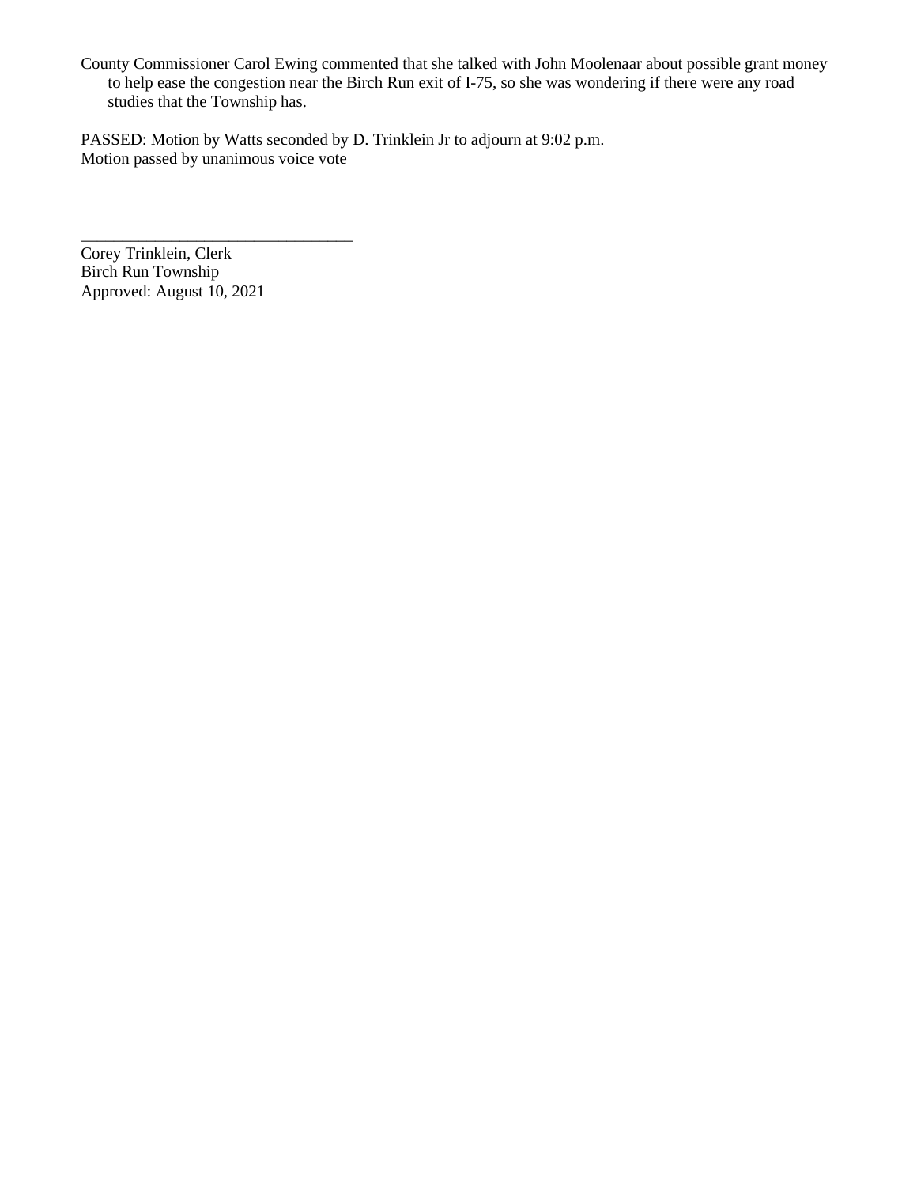County Commissioner Carol Ewing commented that she talked with John Moolenaar about possible grant money to help ease the congestion near the Birch Run exit of I-75, so she was wondering if there were any road studies that the Township has.

PASSED: Motion by Watts seconded by D. Trinklein Jr to adjourn at 9:02 p.m.
Motion passed by unanimous voice vote

_________________________________
Corey Trinklein, Clerk
Birch Run Township
Approved: August 10, 2021